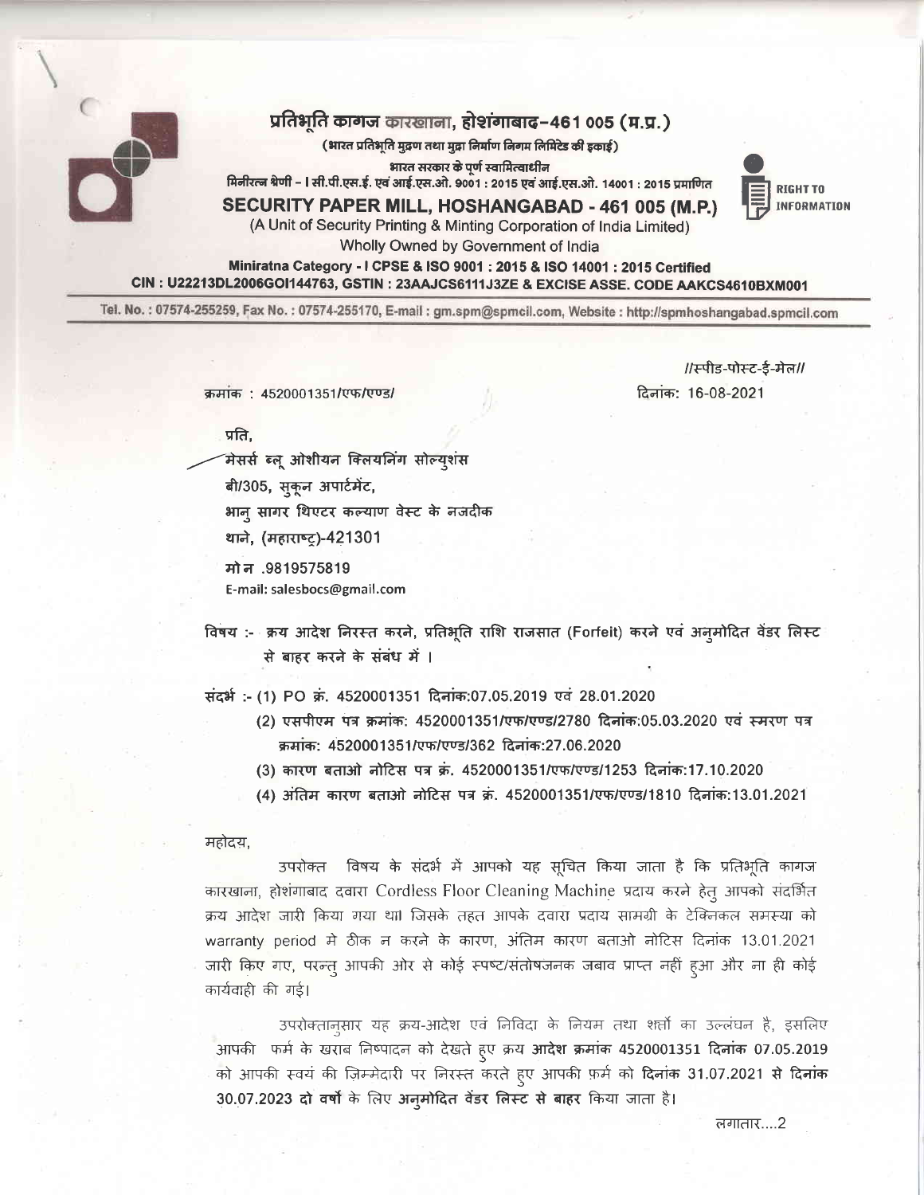# प्रतिभूति कागज कारखाना, होशंगाबाद-461 005 (म.प्र.)

(भारत प्रतिभूति मुद्रण तथा मुद्रा निर्माण निगम लिमिटेड की इकाई)

भारत सरकार के पूर्ण स्वामित्वाधीन

मिनीरत्न श्रेणी – I सी.पी.एस.ई. एवं आई.एस.ओ. 9001 : 2015 एवं आई.एस.ओ. 14001 : 2015 प्रमाणित

## SECURITY PAPER MILL, HOSHANGABAD - 461 005 (M.P.)

(A Unit of Security Printing & Minting Corporation of India Limited)

Wholly Owned by Government of India

**Miniratna Category - I CPSE & ISO 9001 : 2015 & ISO 14001 : 2015 Certified**

**CIN : U22213DL2006GOI144763, GSTIN : 23AAJCS6111J3ZE & EXCISE ASSE. CODE AAKCS4610BXM001**

RIGHT TO INFORMATION

Tel. No. : 07574-255259, Fax No. : 07574-255170, E-mail : gm.spm@spmcil.com, Website : http://spmhoshangabad.spmcil.com

//स्पीड-पोस्ट-ई-मेल//

क्रमांक : 4520001351/एफ/एण्ड/ दिनांक: 16-08-2021

प्रति,

मेसर्स ब्लू ओशीयन क्लियनिंग सोल्युशंस
बी/305, सुकून अपार्टमेंट,
भानु सागर थिएटर कल्याण वेस्ट के नजदीक
थाने, (महाराष्ट्र)-421301

मो न .9819575819
E-mail: salesbocs@gmail.com

**विषय :- क्रय आदेश निरस्त करने, प्रतिभूति राशि राजसात (Forfeit) करने एवं अनुमोदित वेंडर लिस्ट से बाहर करने के संबंध में ।**

**संदर्भ :-**
1. **PO क्रं. 4520001351 दिनांक:07.05.2019 एवं 28.01.2020**
2. **एसपीएम पत्र क्रमांक: 4520001351/एफ/एण्ड/2780 दिनांक:05.03.2020 एवं स्मरण पत्र क्रमांक: 4520001351/एफ/एण्ड/362 दिनांक:27.06.2020**
3. **कारण बताओ नोटिस पत्र क्रं. 4520001351/एफ/एण्ड/1253 दिनांक:17.10.2020**
4. **अंतिम कारण बताओ नोटिस पत्र क्रं. 4520001351/एफ/एण्ड/1810 दिनांक:13.01.2021**

महोदय,

उपरोक्त विषय के संदर्भ में आपको यह सूचित किया जाता है कि प्रतिभूति कागज कारखाना, होशंगाबाद दवारा Cordless Floor Cleaning Machine प्रदाय करने हेतु आपको संदर्भित क्रय आदेश जारी किया गया था। जिसके तहत आपके दवारा प्रदाय सामग्री के टेक्निकल समस्या को warranty period मे ठीक न करने के कारण, अंतिम कारण बताओ नोटिस दिनांक 13.01.2021 जारी किए गए, परन्तु आपकी ओर से कोई स्पष्ट/संतोषजनक जबाव प्राप्त नहीं हुआ और ना ही कोई कार्यवाही की गई।

उपरोक्तानुसार यह क्रय-आदेश एवं निविदा के नियम तथा शर्तो का उल्लंघन है, इसलिए आपकी फर्म के खराब निष्पादन को देखते हुए क्रय **आदेश क्रमांक 4520001351 दिनांक 07.05.2019** को आपकी स्वयं की ज़िम्मेदारी पर निरस्त करते हुए आपकी फ़र्म को **दिनांक 31.07.2021 से दिनांक 30.07.2023 दो वर्षो** के लिए **अनुमोदित वेंडर लिस्ट से बाहर** किया जाता है।

लगातार....2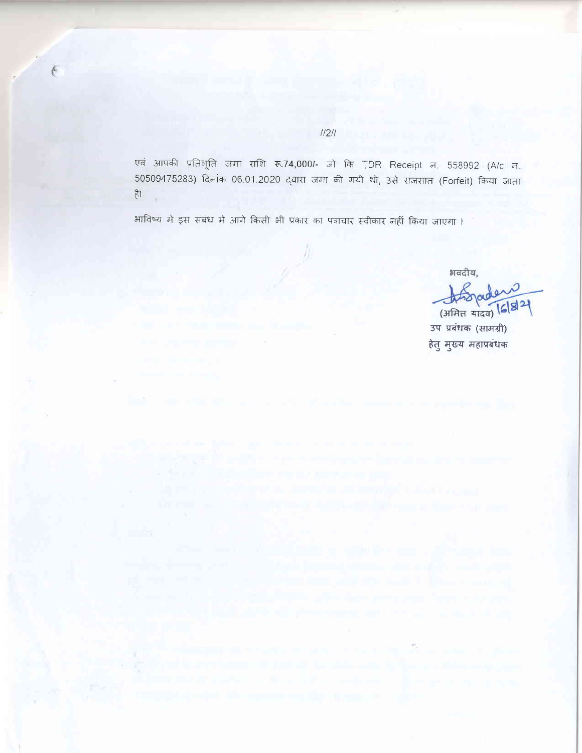एवं आपकी प्रतिभूति जमा राशि रू.74,000/- जो कि TDR Receipt न. 558992 (A/c न. 50509475283) दिनांक 06.01.2020 द्वारा जमा की गयी थी, उसे राजसात (Forfeit) किया जाता है।

भाविष्य मे इस संबंध मे आगे किसी भी प्रकार का पत्राचार स्वीकार नहीं किया जाएगा ।

भवदीय,

(अमित यादव) 6/8/21

उप प्रबंधक (सामग्री)

हेतु मुख्य महाप्रबंधक